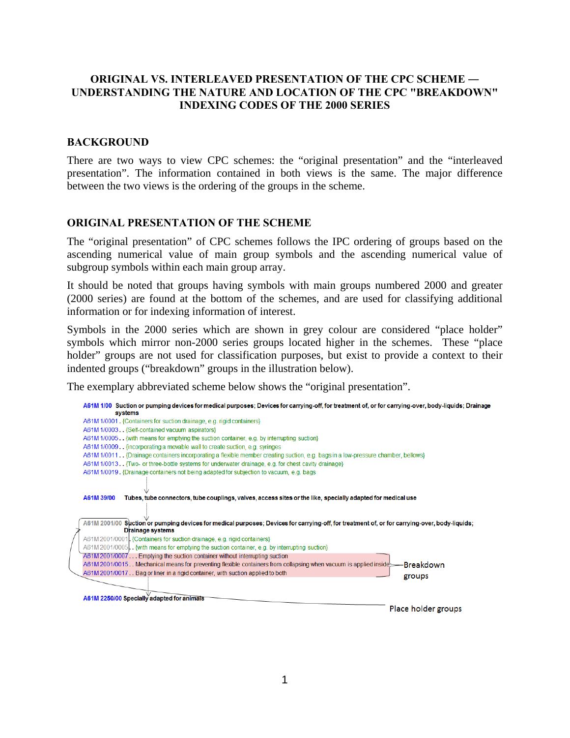# ORIGINAL VS. INTERLEAVED PRESENTATION OF THE CPC SCHEME — UNDERSTANDING THE NATURE AND LOCATION OF THE CPC "BREAKDOWN" INDEXING CODES OF THE 2000 SERIES

## BACKGROUND

There are two ways to view CPC schemes: the "original presentation" and the "interleaved presentation". The information contained in both views is the same. The major difference between the two views is the ordering of the groups in the scheme.

## ORIGINAL PRESENTATION OF THE SCHEME

The "original presentation" of CPC schemes follows the IPC ordering of groups based on the ascending numerical value of main group symbols and the ascending numerical value of subgroup symbols within each main group array.

It should be noted that groups having symbols with main groups numbered 2000 and greater (2000 series) are found at the bottom of the schemes, and are used for classifying additional information or for indexing information of interest.

Symbols in the 2000 series which are shown in grey colour are considered "place holder" symbols which mirror non-2000 series groups located higher in the schemes. These "place holder" groups are not used for classification purposes, but exist to provide a context to their indented groups ("breakdown" groups in the illustration below).

The exemplary abbreviated scheme below shows the "original presentation".

A61M 1/00 **Suction or pumping devices for medical purposes; Devices for carrying-off, for treatment of, or for carrying-over, body-liquids; Drainage systems**

A61M 1/0001 . {Containers for suction drainage, e.g. rigid containers}

A61M 1/0003 . . {Self-contained vacuum aspirators}

A61M 1/0005 . . {with means for emptying the suction container, e.g. by interrupting suction}

A61M 1/0009 . . {incorporating a movable wall to create suction, e.g. syringes

A61M 1/0011 . . {Drainage containers incorporating a flexible member creating suction, e.g. bags in a low-pressure chamber, bellows}

A61M 1/0013 . . {Two- or three-bottle systems for underwater drainage, e.g. for chest cavity drainage}

A61M 1/0019 . {Drainage containers not being adapted for subjection to vacuum, e.g. bags

A61M 39/00 **Tubes, tube connectors, tube couplings, valves, access sites or the like, specially adapted for medical use**

A61M 2001/00 **Suction or pumping devices for medical purposes; Devices for carrying-off, for treatment of, or for carrying-over, body-liquids; Drainage systems**

A61M 2001/0001 . {Containers for suction drainage, e.g. rigid containers}

A61M 2001/0005 . . {with means for emptying the suction container, e.g. by interrupting suction}

A61M 2001/0007 . . . Emptying the suction container without interrupting suction

A61M 2001/0015 . . Mechanical means for preventing flexible containers from collapsing when vacuum is applied inside

A61M 2001/0017 . . Bag or liner in a rigid container, with suction applied to both

A61M 2250/00 **Specially adapted for animals**

Breakdown groups

Place holder groups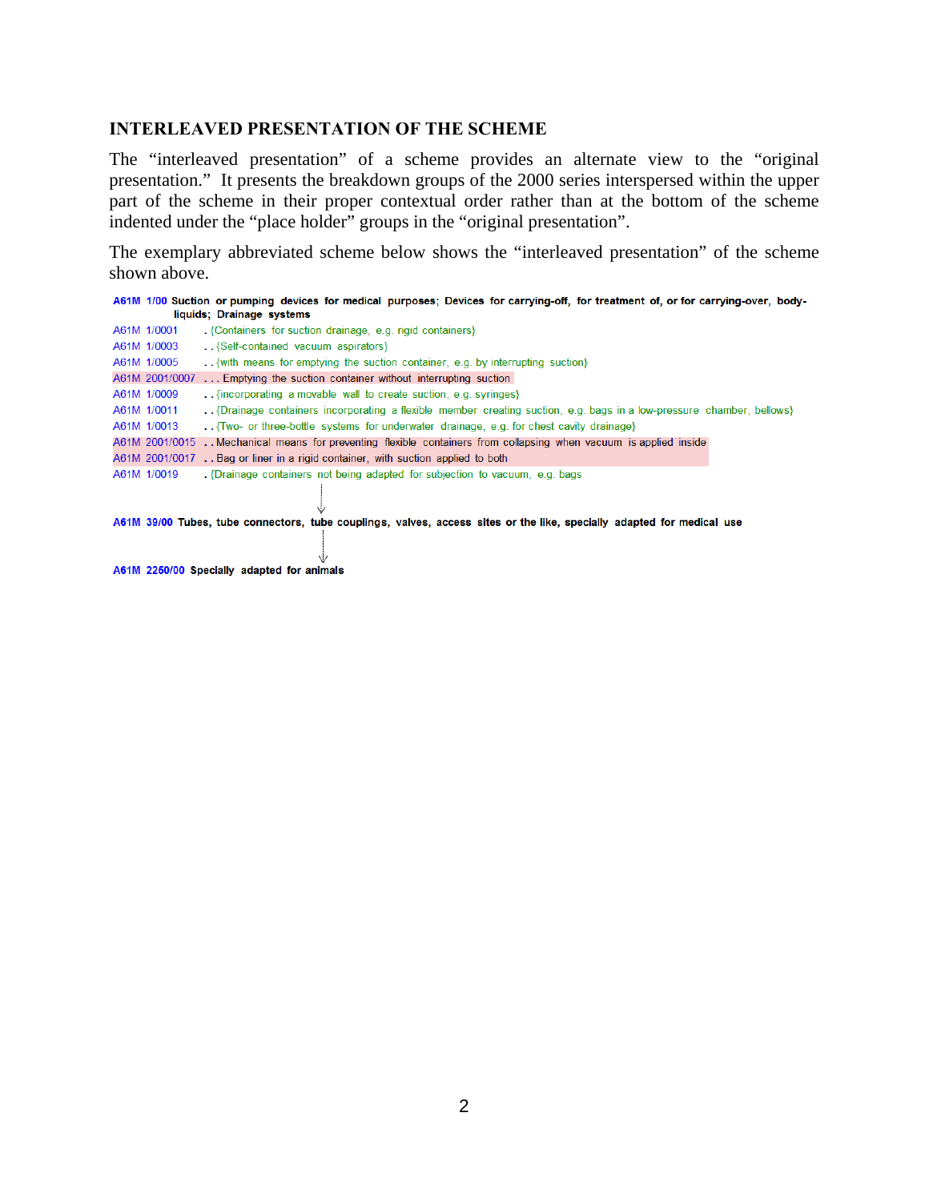## INTERLEAVED PRESENTATION OF THE SCHEME

The "interleaved presentation" of a scheme provides an alternate view to the "original presentation." It presents the breakdown groups of the 2000 series interspersed within the upper part of the scheme in their proper contextual order rather than at the bottom of the scheme indented under the "place holder" groups in the "original presentation".

The exemplary abbreviated scheme below shows the "interleaved presentation" of the scheme shown above.

**A61M 1/00 Suction or pumping devices for medical purposes; Devices for carrying-off, for treatment of, or for carrying-over, body-liquids; Drainage systems**

A61M 1/0001 . {Containers for suction drainage, e.g. rigid containers}

A61M 1/0003 . . {Self-contained vacuum aspirators}

A61M 1/0005 . . {with means for emptying the suction container, e.g. by interrupting suction}

A61M 2001/0007 . . . Emptying the suction container without interrupting suction

A61M 1/0009 . . {incorporating a movable wall to create suction, e.g. syringes}

A61M 1/0011 . . {Drainage containers incorporating a flexible member creating suction, e.g. bags in a low-pressure chamber, bellows}

A61M 1/0013 . . {Two- or three-bottle systems for underwater drainage, e.g. for chest cavity drainage}

A61M 2001/0015 . . Mechanical means for preventing flexible containers from collapsing when vacuum is applied inside

A61M 2001/0017 . . Bag or liner in a rigid container, with suction applied to both

A61M 1/0019 . {Drainage containers not being adapted for subjection to vacuum, e.g. bags

↓

**A61M 39/00 Tubes, tube connectors, tube couplings, valves, access sites or the like, specially adapted for medical use**

↓

**A61M 2250/00 Specially adapted for animals**